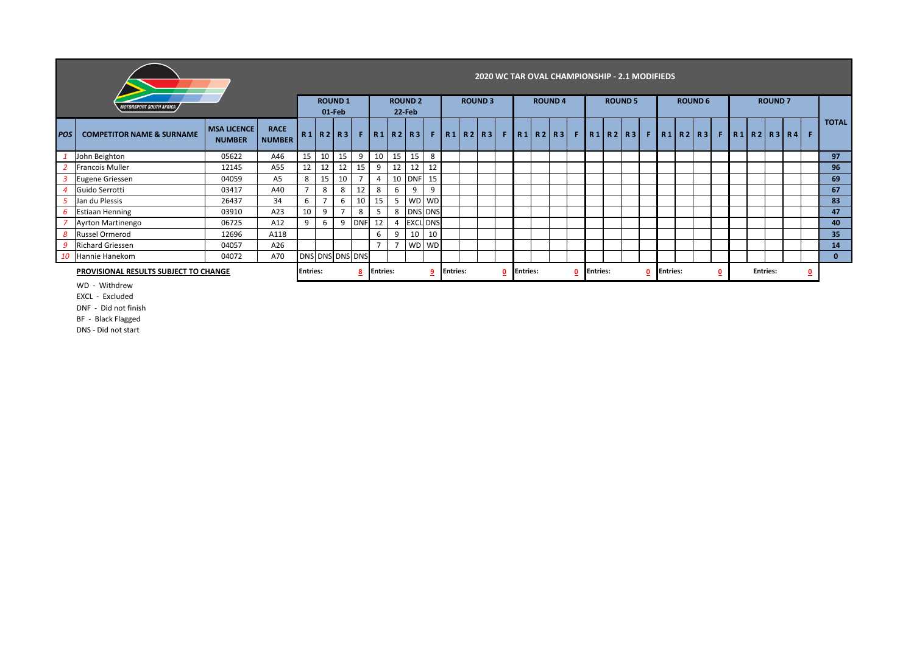# 2020 WC TAR OVAL CHAMPIONSHIP - 2.1 MODIFIEDS

| POS | COMPETITOR NAME & SURNAME | MSA LICENCE NUMBER | RACE NUMBER | ROUND 1 01-Feb | | | | ROUND 2 22-Feb | | | | ROUND 3 | | | | ROUND 4 | | | | ROUND 5 | | | | ROUND 6 | | | | ROUND 7 | | | | | TOTAL |
|---|---|---|---|---|---|---|---|---|---|---|---|---|---|---|---|---|---|---|---|---|---|---|---|---|---|---|---|---|---|---|---|---|---|
| | | | | R 1 | R 2 | R 3 | F | R 1 | R 2 | R 3 | F | R 1 | R 2 | R 3 | F | R 1 | R 2 | R 3 | F | R 1 | R 2 | R 3 | F | R 1 | R 2 | R 3 | F | R 1 | R 2 | R 3 | R 4 | F | |
| 1 | John Beighton | 05622 | A46 | 15 | 10 | 15 | 9 | 10 | 15 | 15 | 8 | | | | | | | | | | | | | | | | | | | | | | 97 |
| 2 | Francois Muller | 12145 | A55 | 12 | 12 | 12 | 15 | 9 | 12 | 12 | 12 | | | | | | | | | | | | | | | | | | | | | | 96 |
| 3 | Eugene Griessen | 04059 | A5 | 8 | 15 | 10 | 7 | 4 | 10 | DNF | 15 | | | | | | | | | | | | | | | | | | | | | | 69 |
| 4 | Guido Serrotti | 03417 | A40 | 7 | 8 | 8 | 12 | 8 | 6 | 9 | 9 | | | | | | | | | | | | | | | | | | | | | | 67 |
| 5 | Jan du Plessis | 26437 | 34 | 6 | 7 | 6 | 10 | 15 | 5 | WD | WD | | | | | | | | | | | | | | | | | | | | | | 83 |
| 6 | Estiaan Henning | 03910 | A23 | 10 | 9 | 7 | 8 | 5 | 8 | DNS | DNS | | | | | | | | | | | | | | | | | | | | | | 47 |
| 7 | Ayrton Martinengo | 06725 | A12 | 9 | 6 | 9 | DNF | 12 | 4 | EXCL | DNS | | | | | | | | | | | | | | | | | | | | | | 40 |
| 8 | Russel Ormerod | 12696 | A118 | | | | | 6 | 9 | 10 | 10 | | | | | | | | | | | | | | | | | | | | | | 35 |
| 9 | Richard Griessen | 04057 | A26 | | | | | 7 | 7 | WD | WD | | | | | | | | | | | | | | | | | | | | | | 14 |
| 10 | Hannie Hanekom | 04072 | A70 | DNS | DNS | DNS | DNS | | | | | | | | | | | | | | | | | | | | | | | | | | 0 |
| | **PROVISIONAL RESULTS SUBJECT TO CHANGE** | | | Entries: | | | 8 | Entries: | | | 9 | Entries: | | | 0 | Entries: | | | 0 | Entries: | | | 0 | Entries: | | | 0 | | Entries: | | | 0 | |

WD - Withdrew

EXCL - Excluded

DNF - Did not finish

BF - Black Flagged

DNS - Did not start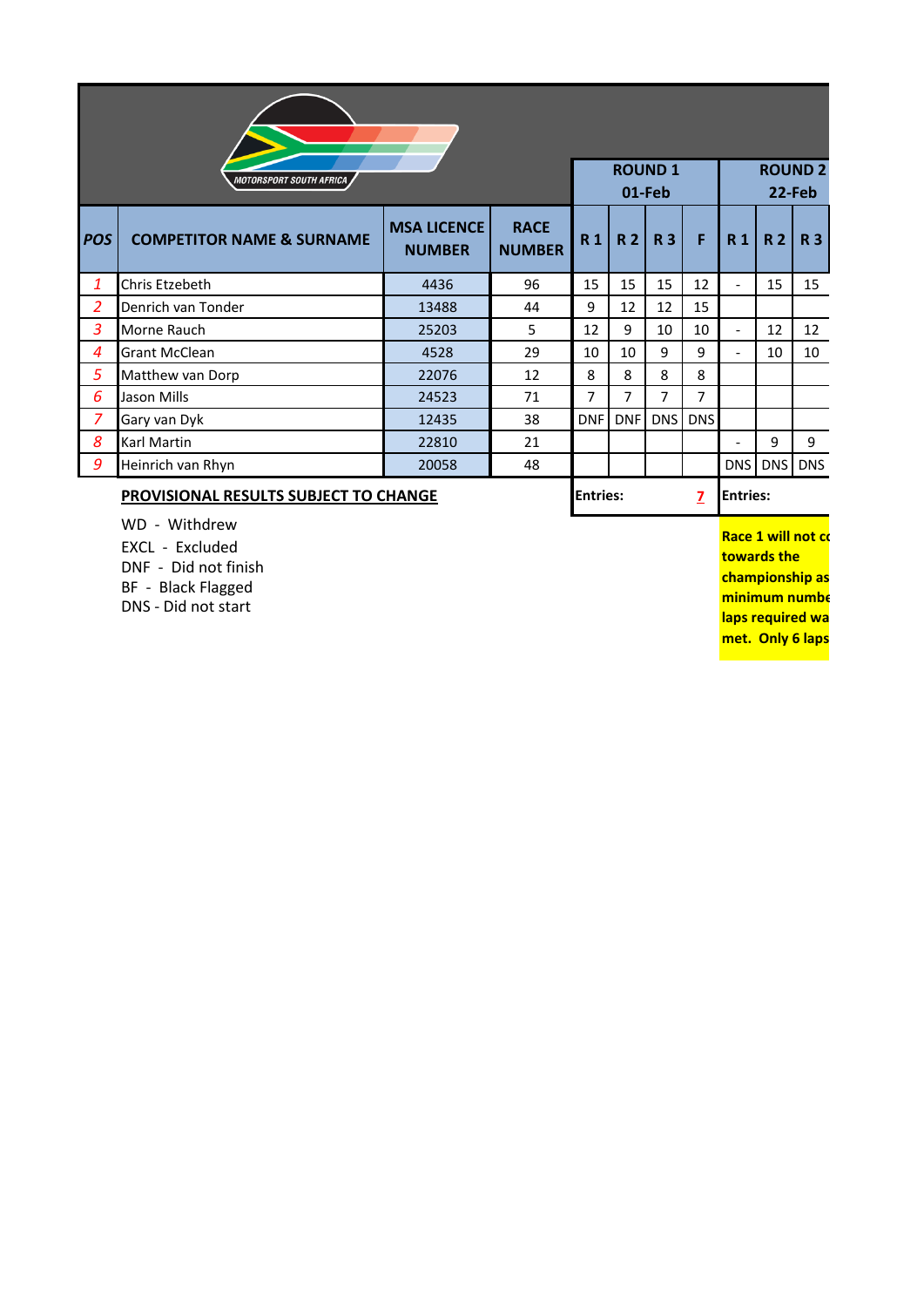| POS | COMPETITOR NAME & SURNAME | MSA LICENCE NUMBER | RACE NUMBER | ROUND 1 01-Feb | | | | ROUND 2 22-Feb | | |
|---|---|---|---|---|---|---|---|---|---|---|
| | | | | R 1 | R 2 | R 3 | F | R 1 | R 2 | R 3 |
| 1 | Chris Etzebeth | 4436 | 96 | 15 | 15 | 15 | 12 | - | 15 | 15 |
| 2 | Denrich van Tonder | 13488 | 44 | 9 | 12 | 12 | 15 | | | |
| 3 | Morne Rauch | 25203 | 5 | 12 | 9 | 10 | 10 | - | 12 | 12 |
| 4 | Grant McClean | 4528 | 29 | 10 | 10 | 9 | 9 | - | 10 | 10 |
| 5 | Matthew van Dorp | 22076 | 12 | 8 | 8 | 8 | 8 | | | |
| 6 | Jason Mills | 24523 | 71 | 7 | 7 | 7 | 7 | | | |
| 7 | Gary van Dyk | 12435 | 38 | DNF | DNF | DNS | DNS | | | |
| 8 | Karl Martin | 22810 | 21 | | | | | - | 9 | 9 |
| 9 | Heinrich van Rhyn | 20058 | 48 | | | | | DNS | DNS | DNS |
| | | | | Entries: | | | 7 | Entries: | | |

**PROVISIONAL RESULTS SUBJECT TO CHANGE**

WD - Withdrew
EXCL - Excluded
DNF - Did not finish
BF - Black Flagged
DNS - Did not start

**Race 1 will not co towards the championship as minimum numbe laps required wa met. Only 6 laps**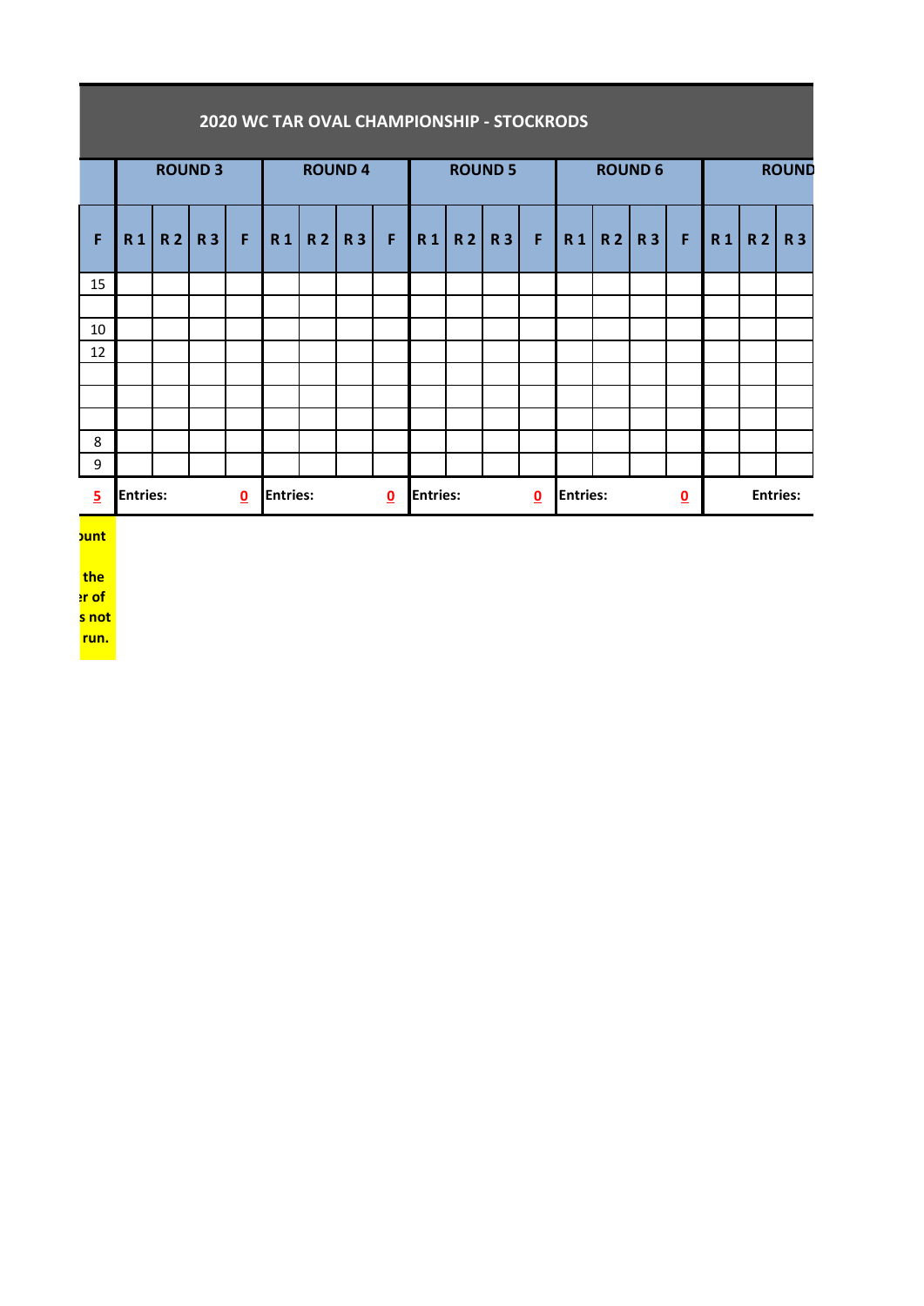## 2020 WC TAR OVAL CHAMPIONSHIP - STOCKRODS

| | ROUND 3 | | | | ROUND 4 | | | | ROUND 5 | | | | ROUND 6 | | | | ROUND | | |
|---|---|---|---|---|---|---|---|---|---|---|---|---|---|---|---|---|---|---|---|
| F | R 1 | R 2 | R 3 | F | R 1 | R 2 | R 3 | F | R 1 | R 2 | R 3 | F | R 1 | R 2 | R 3 | F | R 1 | R 2 | R 3 |
| 15 | | | | | | | | | | | | | | | | | | | |
| | | | | | | | | | | | | | | | | | | | |
| 10 | | | | | | | | | | | | | | | | | | | |
| 12 | | | | | | | | | | | | | | | | | | | |
| | | | | | | | | | | | | | | | | | | | |
| | | | | | | | | | | | | | | | | | | | |
| | | | | | | | | | | | | | | | | | | | |
| 8 | | | | | | | | | | | | | | | | | | | |
| 9 | | | | | | | | | | | | | | | | | | | |
| 5 | Entries: | | | 0 | Entries: | | | 0 | Entries: | | | 0 | Entries: | | | 0 | | Entries: | |

ount

the
er of
s not
run.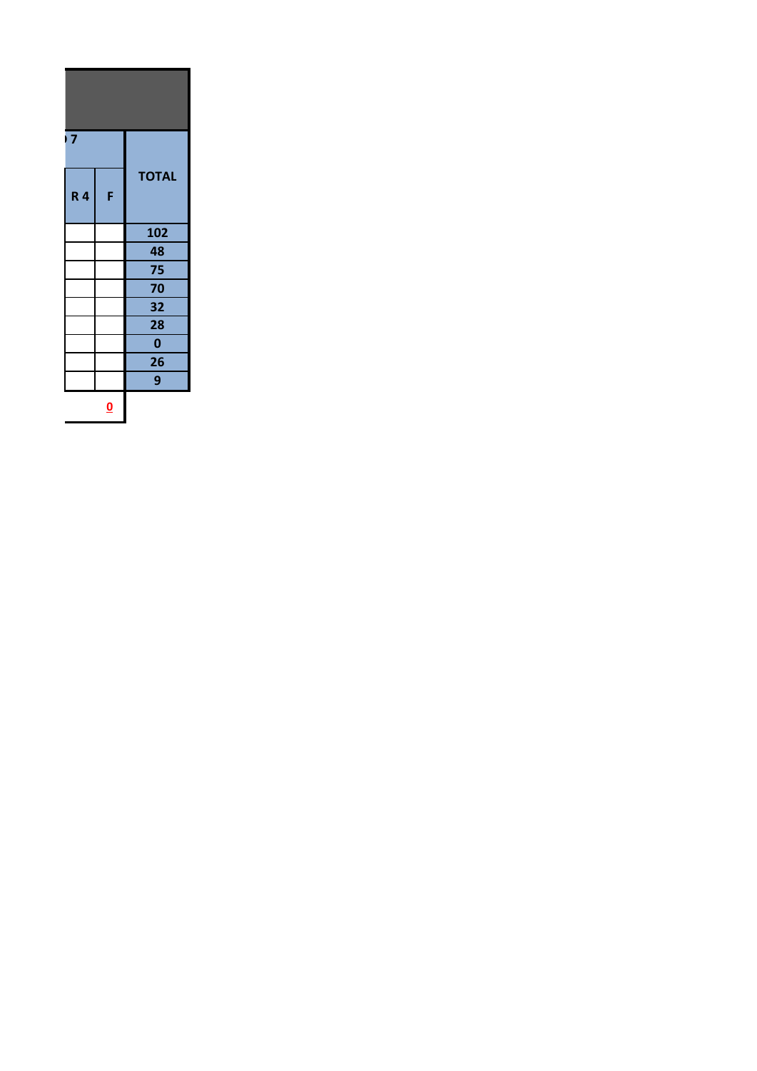| 7 | | TOTAL |
|---|---|---|
| R 4 | F | |
| | | 102 |
| | | 48 |
| | | 75 |
| | | 70 |
| | | 32 |
| | | 28 |
| | | 0 |
| | | 26 |
| | | 9 |
| | 0 | |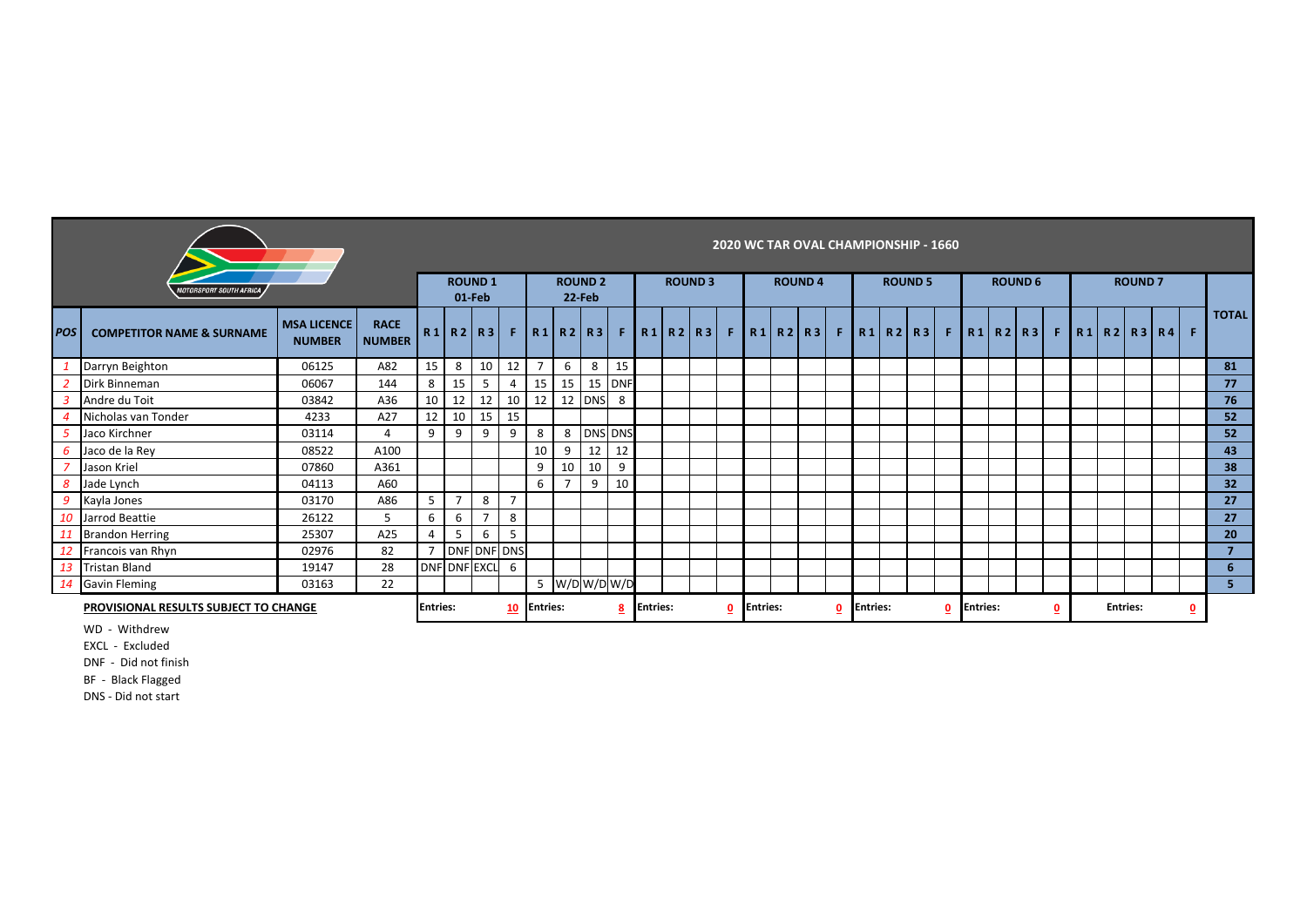## 2020 WC TAR OAL CHAMPIONSHIP - 1660

| POS | COMPETITOR NAME & SURNAME | MSA LICENCE NUMBER | RACE NUMBER | ROUND 1 01-Feb R1 | R2 | R3 | F | ROUND 2 22-Feb R1 | R2 | R3 | F | ROUND 3 R1 | R2 | R3 | F | ROUND 4 R1 | R2 | R3 | F | ROUND 5 R1 | R2 | R3 | F | ROUND 6 R1 | R2 | R3 | F | ROUND 7 R1 | R2 | R3 | R4 | F | TOTAL |
|---|---|---|---|---|---|---|---|---|---|---|---|---|---|---|---|---|---|---|---|---|---|---|---|---|---|---|---|---|---|---|---|---|---|
| 1 | Darryn Beighton | 06125 | A82 | 15 | 8 | 10 | 12 | 7 | 6 | 8 | 15 | | | | | | | | | | | | | | | | | | | | | | 81 |
| 2 | Dirk Binneman | 06067 | 144 | 8 | 15 | 5 | 4 | 15 | 15 | 15 | DNF | | | | | | | | | | | | | | | | | | | | | | 77 |
| 3 | Andre du Toit | 03842 | A36 | 10 | 12 | 12 | 10 | 12 | 12 | DNS | 8 | | | | | | | | | | | | | | | | | | | | | | 76 |
| 4 | Nicholas van Tonder | 4233 | A27 | 12 | 10 | 15 | 15 | | | | | | | | | | | | | | | | | | | | | | | | | | 52 |
| 5 | Jaco Kirchner | 03114 | 4 | 9 | 9 | 9 | 9 | 8 | 8 | DNS | DNS | | | | | | | | | | | | | | | | | | | | | | 52 |
| 6 | Jaco de la Rey | 08522 | A100 | | | | | 10 | 9 | 12 | 12 | | | | | | | | | | | | | | | | | | | | | | 43 |
| 7 | Jason Kriel | 07860 | A361 | | | | | 9 | 10 | 10 | 9 | | | | | | | | | | | | | | | | | | | | | | 38 |
| 8 | Jade Lynch | 04113 | A60 | | | | | 6 | 7 | 9 | 10 | | | | | | | | | | | | | | | | | | | | | | 32 |
| 9 | Kayla Jones | 03170 | A86 | 5 | 7 | 8 | 7 | | | | | | | | | | | | | | | | | | | | | | | | | | 27 |
| 10 | Jarrod Beattie | 26122 | 5 | 6 | 6 | 7 | 8 | | | | | | | | | | | | | | | | | | | | | | | | | | 27 |
| 11 | Brandon Herring | 25307 | A25 | 4 | 5 | 6 | 5 | | | | | | | | | | | | | | | | | | | | | | | | | | 20 |
| 12 | Francois van Rhyn | 02976 | 82 | 7 | DNF | DNF | DNS | | | | | | | | | | | | | | | | | | | | | | | | | | 7 |
| 13 | Tristan Bland | 19147 | 28 | DNF | DNF | EXCL | 6 | | | | | | | | | | | | | | | | | | | | | | | | | | 6 |
| 14 | Gavin Fleming | 03163 | 22 | | | | | 5 | W/D | W/D | W/D | | | | | | | | | | | | | | | | | | | | | | 5 |
| | **PROVISIONAL RESULTS SUBJECT TO CHANGE** | | | Entries: | | | 10 | Entries: | | | 8 | Entries: | | | 0 | Entries: | | | 0 | Entries: | | | 0 | Entries: | | | 0 | Entries: | | | | 0 | |

WD - Withdrew
EXCL - Excluded
DNF - Did not finish
BF - Black Flagged
DNS - Did not start